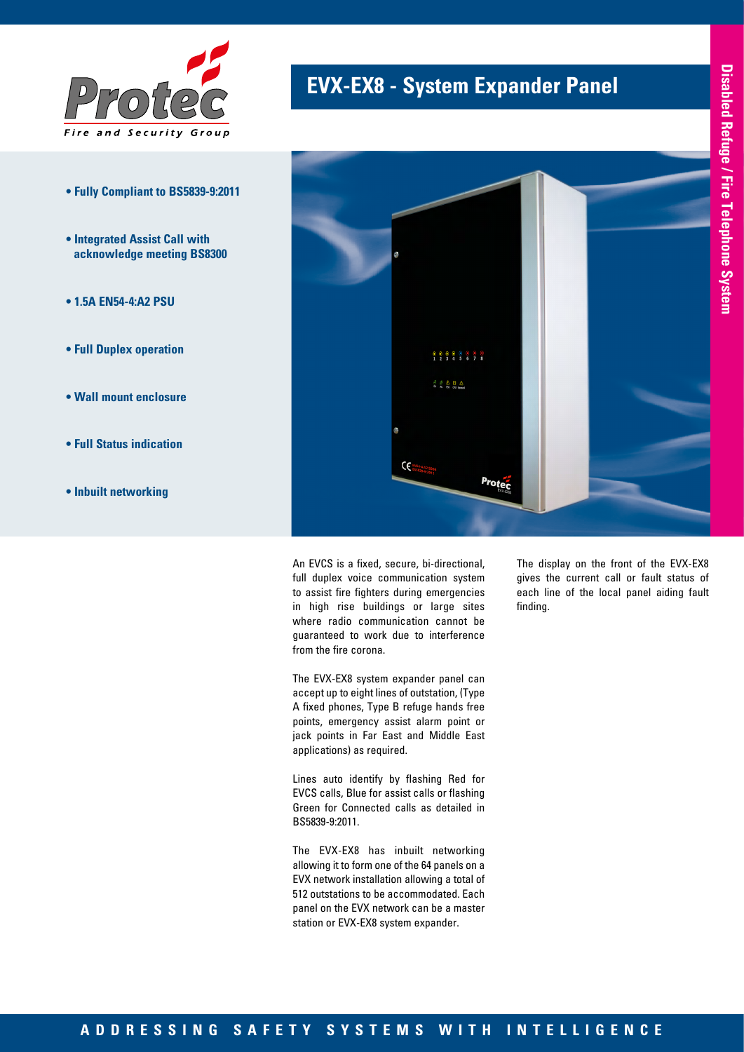# EVX-EX8 - System Expander Panel

Disabled Refuge / Fire Telephone System

- **Fully Compliant to BS5839-9:2011**
- **Integrated Assist Call with acknowledge meeting BS8300**
- **1.5A EN54-4:A2 PSU**
- **Full Duplex operation**
- **Wall mount enclosure**
- **Full Status indication**
- **Inbuilt networking**

An EVCS is a fixed, secure, bi-directional, full duplex voice communication system to assist fire fighters during emergencies in high rise buildings or large sites where radio communication cannot be guaranteed to work due to interference from the fire corona.

The EVX-EX8 system expander panel can accept up to eight lines of outstation, (Type A fixed phones, Type B refuge hands free points, emergency assist alarm point or jack points in Far East and Middle East applications) as required.

Lines auto identify by flashing Red for EVCS calls, Blue for assist calls or flashing Green for Connected calls as detailed in BS5839-9:2011.

The EVX-EX8 has inbuilt networking allowing it to form one of the 64 panels on a EVX network installation allowing a total of 512 outstations to be accommodated. Each panel on the EVX network can be a master station or EVX-EX8 system expander.

The display on the front of the EVX-EX8 gives the current call or fault status of each line of the local panel aiding fault finding.

**ADDRESSING SAFETY SYSTEMS WITH INTELLIGENCE**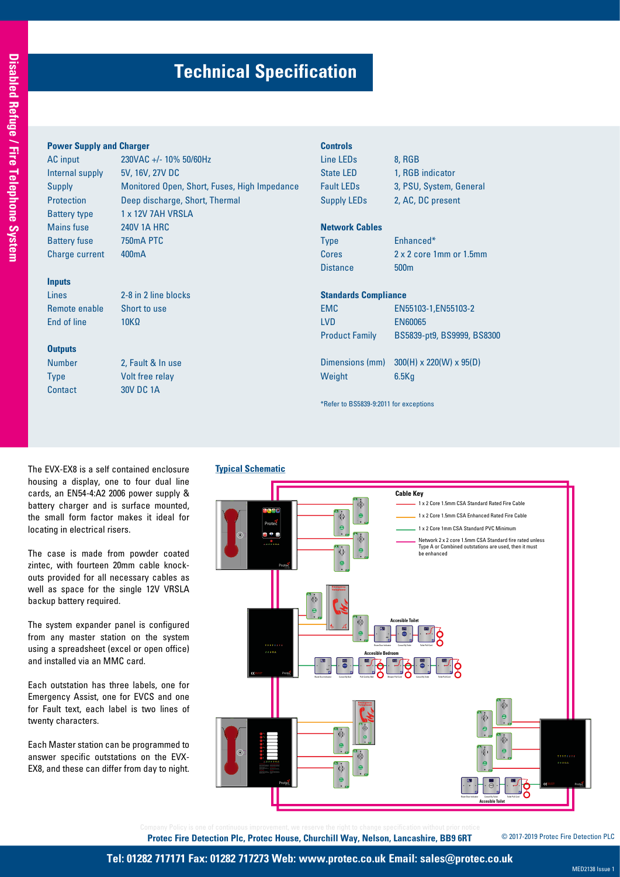# Technical Specification

### Power Supply and Charger

| | |
|---|---|
| AC input | 230VAC +/- 10% 50/60Hz |
| Internal supply | 5V, 16V, 27V DC |
| Supply | Monitored Open, Short, Fuses, High Impedance |
| Protection | Deep discharge, Short, Thermal |
| Battery type | 1 x 12V 7AH VRSLA |
| Mains fuse | 240V 1A HRC |
| Battery fuse | 750mA PTC |
| Charge current | 400mA |

### Inputs

| | |
|---|---|
| Lines | 2-8 in 2 line blocks |
| Remote enable | Short to use |
| End of line | 10KΩ |

### Outputs

| | |
|---|---|
| Number | 2, Fault & In use |
| Type | Volt free relay |
| Contact | 30V DC 1A |

### Controls

| | |
|---|---|
| Line LEDs | 8, RGB |
| State LED | 1, RGB indicator |
| Fault LEDs | 3, PSU, System, General |
| Supply LEDs | 2, AC, DC present |

### Network Cables

| | |
|---|---|
| Type | Enhanced* |
| Cores | 2 x 2 core 1mm or 1.5mm |
| Distance | 500m |

### Standards Compliance

| | |
|---|---|
| EMC | EN55103-1,EN55103-2 |
| LVD | EN60065 |
| Product Family | BS5839-pt9, BS9999, BS8300 |
| Dimensions (mm) | 300(H) x 220(W) x 95(D) |
| Weight | 6.5Kg |

*Refer to BS5839-9:2011 for exceptions

The EVX-EX8 is a self contained enclosure housing a display, one to four dual line cards, an EN54-4:A2 2006 power supply & battery charger and is surface mounted, the small form factor makes it ideal for locating in electrical risers.

The case is made from powder coated zintec, with fourteen 20mm cable knock-outs provided for all necessary cables as well as space for the single 12V VRSLA backup battery required.

The system expander panel is configured from any master station on the system using a spreadsheet (excel or open office) and installed via an MMC card.

Each outstation has three labels, one for Emergency Assist, one for EVCS and one for Fault text, each label is two lines of twenty characters.

Each Master station can be programmed to answer specific outstations on the EVX-EX8, and these can differ from day to night.

**Typical Schematic**

Cable Key

1 x 2 Core 1.5mm CSA Standard Rated Fire Cable

1 x 2 Core 1.5mm CSA Enhanced Rated Fire Cable

1 x 2 Core 1mm CSA Standard PVC Minimum

Network 2 x 2 core 1.5mm CSA Standard fire rated unless Type A or Combined outstations are used, then it must be enhanced

Accesible Toilet

Accesible Bedroom

Accesible Toilet

Company Policy is one of continuous improvement, we reserve the right to change specification without prior notice

**Protec Fire Detection Plc, Protec House, Churchill Way, Nelson, Lancashire, BB9 6RT**

© 2017-2019 Protec Fire Detection PLC

**Tel: 01282 717171 Fax: 01282 717273 Web: www.protec.co.uk Email: sales@protec.co.uk**

MED2138 Issue 1